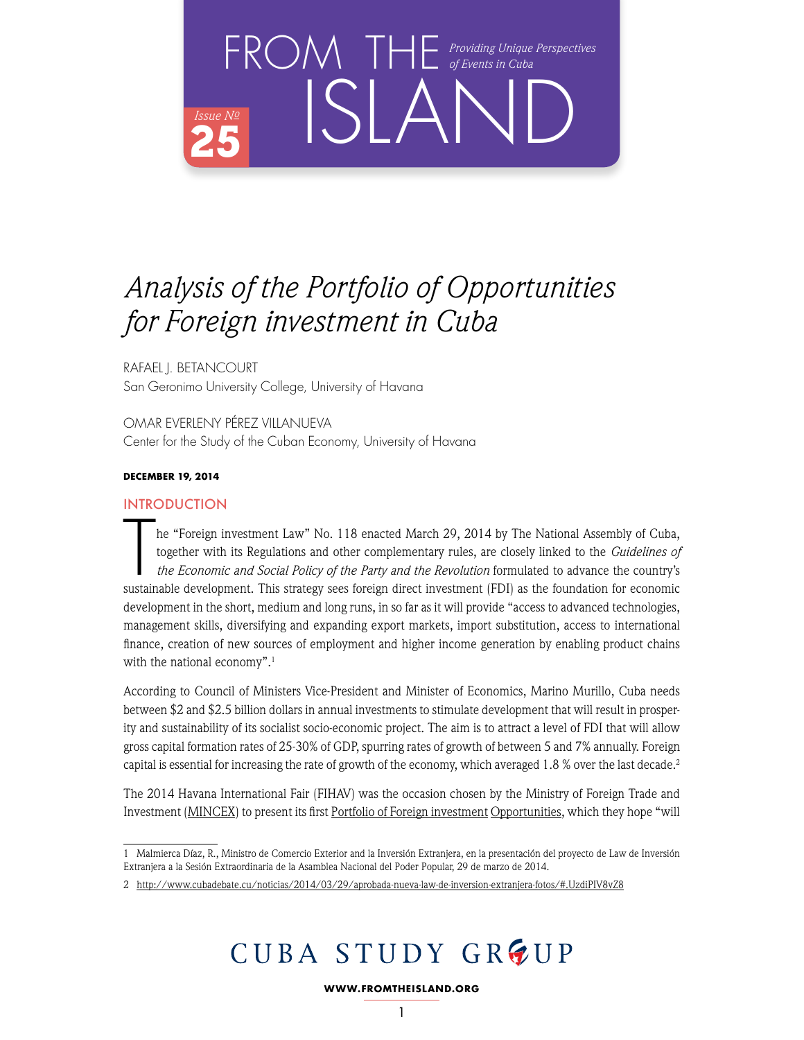# FROM THE ISLAND

*Providing Unique Perspectives of Events in Cuba*

Issue № 25

# *Analysis of the Portfolio of Opportunities for Foreign investment in Cuba*

RAFAEL J. BETANCOURT
San Geronimo University College, University of Havana

OMAR EVERLENY PÉREZ VILLANUEVA
Center for the Study of the Cuban Economy, University of Havana

**DECEMBER 19, 2014**

## INTRODUCTION

The "Foreign investment Law" No. 118 enacted March 29, 2014 by The National Assembly of Cuba, together with its Regulations and other complementary rules, are closely linked to the *Guidelines of the Economic and Social Policy of the Party and the Revolution* formulated to advance the country's sustainable development. This strategy sees foreign direct investment (FDI) as the foundation for economic development in the short, medium and long runs, in so far as it will provide "access to advanced technologies, management skills, diversifying and expanding export markets, import substitution, access to international finance, creation of new sources of employment and higher income generation by enabling product chains with the national economy".[1]

According to Council of Ministers Vice-President and Minister of Economics, Marino Murillo, Cuba needs between $2 and $2.5 billion dollars in annual investments to stimulate development that will result in prosperity and sustainability of its socialist socio-economic project. The aim is to attract a level of FDI that will allow gross capital formation rates of 25-30% of GDP, spurring rates of growth of between 5 and 7% annually. Foreign capital is essential for increasing the rate of growth of the economy, which averaged 1.8 % over the last decade.[2]

The 2014 Havana International Fair (FIHAV) was the occasion chosen by the Ministry of Foreign Trade and Investment (MINCEX) to present its first Portfolio of Foreign investment Opportunities, which they hope "will

---

1 Malmierca Díaz, R., Ministro de Comercio Exterior and la Inversión Extranjera, en la presentación del proyecto de Law de Inversión Extranjera a la Sesión Extraordinaria de la Asamblea Nacional del Poder Popular, 29 de marzo de 2014.

2 http://www.cubadebate.cu/noticias/2014/03/29/aprobada-nueva-law-de-inversion-extranjera-fotos/#.UzdiPIV8vZ8

CUBA STUDY GROUP

WWW.FROMTHEISLAND.ORG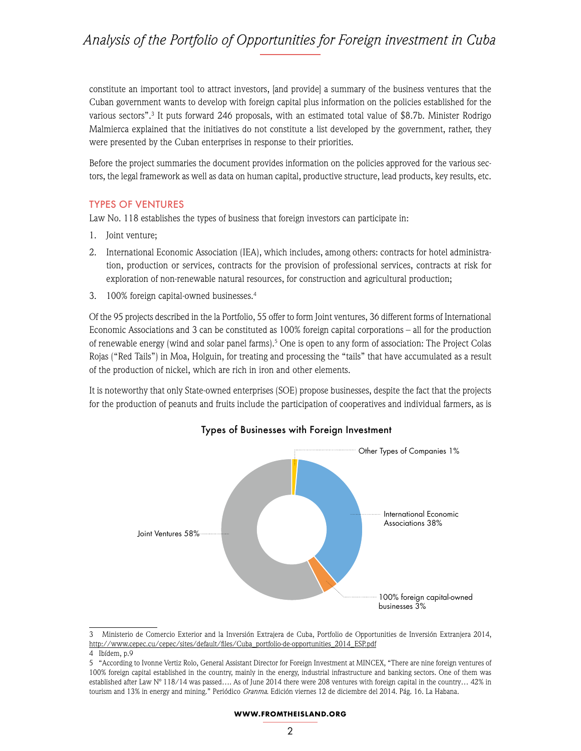constitute an important tool to attract investors, [and provide] a summary of the business ventures that the Cuban government wants to develop with foreign capital plus information on the policies established for the various sectors".[3] It puts forward 246 proposals, with an estimated total value of $8.7b. Minister Rodrigo Malmierca explained that the initiatives do not constitute a list developed by the government, rather, they were presented by the Cuban enterprises in response to their priorities.

Before the project summaries the document provides information on the policies approved for the various sectors, the legal framework as well as data on human capital, productive structure, lead products, key results, etc.

## TYPES OF VENTURES

Law No. 118 establishes the types of business that foreign investors can participate in:

1. Joint venture;
2. International Economic Association (IEA), which includes, among others: contracts for hotel administration, production or services, contracts for the provision of professional services, contracts at risk for exploration of non-renewable natural resources, for construction and agricultural production;
3. 100% foreign capital-owned businesses.[4]

Of the 95 projects described in the la Portfolio, 55 offer to form Joint ventures, 36 different forms of International Economic Associations and 3 can be constituted as 100% foreign capital corporations – all for the production of renewable energy (wind and solar panel farms).[5] One is open to any form of association: The Project Colas Rojas ("Red Tails") in Moa, Holguin, for treating and processing the "tails" that have accumulated as a result of the production of nickel, which are rich in iron and other elements.

It is noteworthy that only State-owned enterprises (SOE) propose businesses, despite the fact that the projects for the production of peanuts and fruits include the participation of cooperatives and individual farmers, as is

**Types of Businesses with Foreign Investment**

| Type | Share |
| --- | --- |
| Joint Ventures | 58% |
| International Economic Associations | 38% |
| 100% foreign capital-owned businesses | 3% |
| Other Types of Companies | 1% |

---

3 Ministerio de Comercio Exterior and la Inversión Extrajera de Cuba, Portfolio de Opportunities de Inversión Extranjera 2014, http://www.cepec.cu/cepec/sites/default/files/Cuba_portfolio-de-opportunities_2014_ESP.pdf

4 Ibídem, p.9

5 "According to Ivonne Vertiz Rolo, General Assistant Director for Foreign Investment at MINCEX, "There are nine foreign ventures of 100% foreign capital established in the country, mainly in the energy, industrial infrastructure and banking sectors. One of them was established after Law Nº 118/14 was passed…. As of June 2014 there were 208 ventures with foreign capital in the country… 42% in tourism and 13% in energy and mining." Periódico *Granma*. Edición viernes 12 de diciembre del 2014. Pág. 16. La Habana.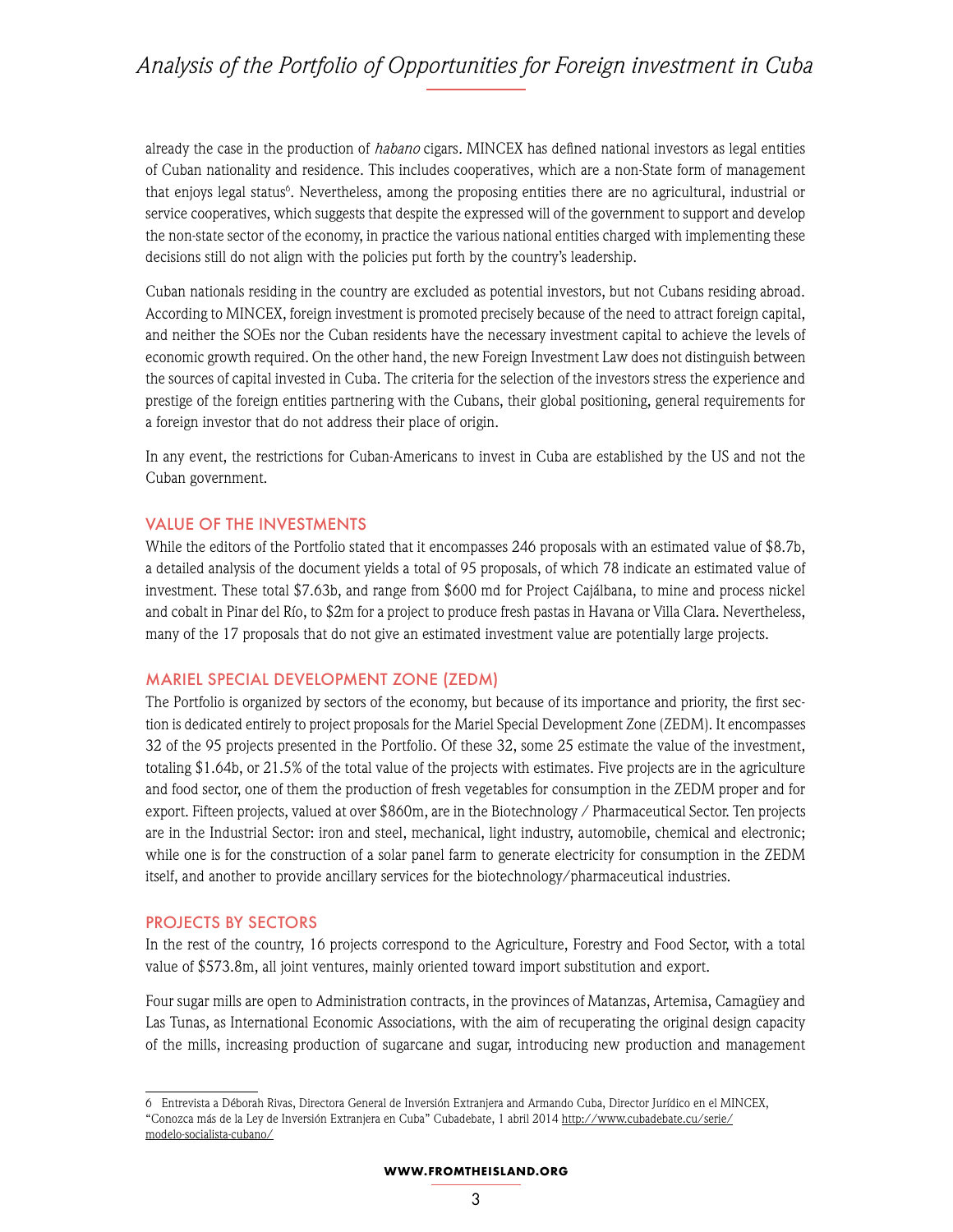already the case in the production of *habano* cigars. MINCEX has defined national investors as legal entities of Cuban nationality and residence. This includes cooperatives, which are a non-State form of management that enjoys legal status[6]. Nevertheless, among the proposing entities there are no agricultural, industrial or service cooperatives, which suggests that despite the expressed will of the government to support and develop the non-state sector of the economy, in practice the various national entities charged with implementing these decisions still do not align with the policies put forth by the country's leadership.

Cuban nationals residing in the country are excluded as potential investors, but not Cubans residing abroad. According to MINCEX, foreign investment is promoted precisely because of the need to attract foreign capital, and neither the SOEs nor the Cuban residents have the necessary investment capital to achieve the levels of economic growth required. On the other hand, the new Foreign Investment Law does not distinguish between the sources of capital invested in Cuba. The criteria for the selection of the investors stress the experience and prestige of the foreign entities partnering with the Cubans, their global positioning, general requirements for a foreign investor that do not address their place of origin.

In any event, the restrictions for Cuban-Americans to invest in Cuba are established by the US and not the Cuban government.

## VALUE OF THE INVESTMENTS

While the editors of the Portfolio stated that it encompasses 246 proposals with an estimated value of $8.7b, a detailed analysis of the document yields a total of 95 proposals, of which 78 indicate an estimated value of investment. These total $7.63b, and range from $600 md for Project Cajálbana, to mine and process nickel and cobalt in Pinar del Río, to $2m for a project to produce fresh pastas in Havana or Villa Clara. Nevertheless, many of the 17 proposals that do not give an estimated investment value are potentially large projects.

## MARIEL SPECIAL DEVELOPMENT ZONE (ZEDM)

The Portfolio is organized by sectors of the economy, but because of its importance and priority, the first section is dedicated entirely to project proposals for the Mariel Special Development Zone (ZEDM). It encompasses 32 of the 95 projects presented in the Portfolio. Of these 32, some 25 estimate the value of the investment, totaling $1.64b, or 21.5% of the total value of the projects with estimates. Five projects are in the agriculture and food sector, one of them the production of fresh vegetables for consumption in the ZEDM proper and for export. Fifteen projects, valued at over $860m, are in the Biotechnology / Pharmaceutical Sector. Ten projects are in the Industrial Sector: iron and steel, mechanical, light industry, automobile, chemical and electronic; while one is for the construction of a solar panel farm to generate electricity for consumption in the ZEDM itself, and another to provide ancillary services for the biotechnology/pharmaceutical industries.

## PROJECTS BY SECTORS

In the rest of the country, 16 projects correspond to the Agriculture, Forestry and Food Sector, with a total value of $573.8m, all joint ventures, mainly oriented toward import substitution and export.

Four sugar mills are open to Administration contracts, in the provinces of Matanzas, Artemisa, Camagüey and Las Tunas, as International Economic Associations, with the aim of recuperating the original design capacity of the mills, increasing production of sugarcane and sugar, introducing new production and management

---

6 Entrevista a Déborah Rivas, Directora General de Inversión Extranjera and Armando Cuba, Director Jurídico en el MINCEX, "Conozca más de la Ley de Inversión Extranjera en Cuba" Cubadebate, 1 abril 2014 http://www.cubadebate.cu/serie/modelo-socialista-cubano/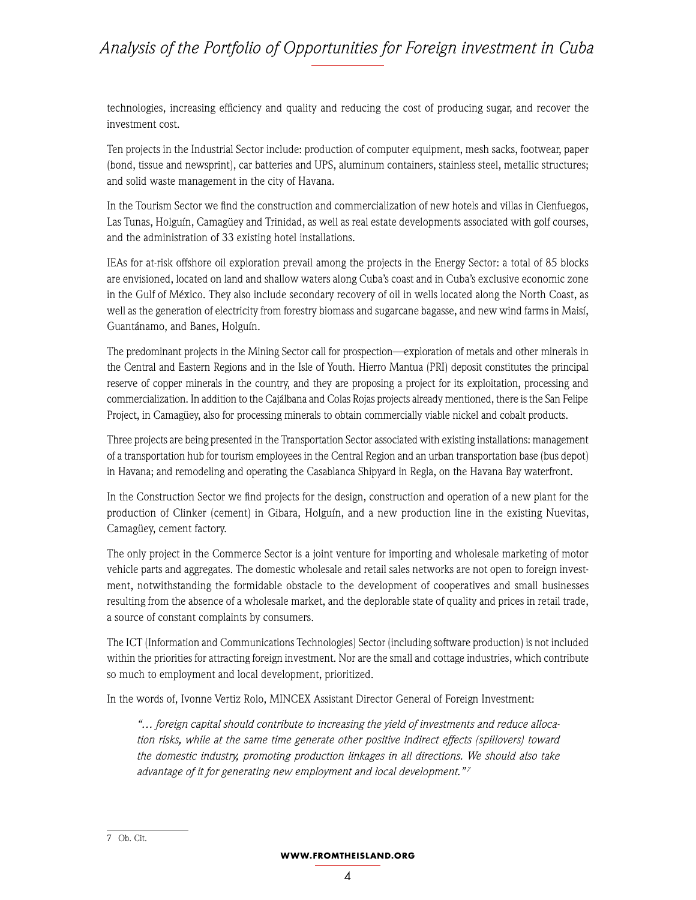technologies, increasing efficiency and quality and reducing the cost of producing sugar, and recover the investment cost.

Ten projects in the Industrial Sector include: production of computer equipment, mesh sacks, footwear, paper (bond, tissue and newsprint), car batteries and UPS, aluminum containers, stainless steel, metallic structures; and solid waste management in the city of Havana.

In the Tourism Sector we find the construction and commercialization of new hotels and villas in Cienfuegos, Las Tunas, Holguín, Camagüey and Trinidad, as well as real estate developments associated with golf courses, and the administration of 33 existing hotel installations.

IEAs for at-risk offshore oil exploration prevail among the projects in the Energy Sector: a total of 85 blocks are envisioned, located on land and shallow waters along Cuba's coast and in Cuba's exclusive economic zone in the Gulf of México. They also include secondary recovery of oil in wells located along the North Coast, as well as the generation of electricity from forestry biomass and sugarcane bagasse, and new wind farms in Maisí, Guantánamo, and Banes, Holguín.

The predominant projects in the Mining Sector call for prospection—exploration of metals and other minerals in the Central and Eastern Regions and in the Isle of Youth. Hierro Mantua (PRI) deposit constitutes the principal reserve of copper minerals in the country, and they are proposing a project for its exploitation, processing and commercialization. In addition to the Cajálbana and Colas Rojas projects already mentioned, there is the San Felipe Project, in Camagüey, also for processing minerals to obtain commercially viable nickel and cobalt products.

Three projects are being presented in the Transportation Sector associated with existing installations: management of a transportation hub for tourism employees in the Central Region and an urban transportation base (bus depot) in Havana; and remodeling and operating the Casablanca Shipyard in Regla, on the Havana Bay waterfront.

In the Construction Sector we find projects for the design, construction and operation of a new plant for the production of Clinker (cement) in Gibara, Holguín, and a new production line in the existing Nuevitas, Camagüey, cement factory.

The only project in the Commerce Sector is a joint venture for importing and wholesale marketing of motor vehicle parts and aggregates. The domestic wholesale and retail sales networks are not open to foreign investment, notwithstanding the formidable obstacle to the development of cooperatives and small businesses resulting from the absence of a wholesale market, and the deplorable state of quality and prices in retail trade, a source of constant complaints by consumers.

The ICT (Information and Communications Technologies) Sector (including software production) is not included within the priorities for attracting foreign investment. Nor are the small and cottage industries, which contribute so much to employment and local development, prioritized.

In the words of, Ivonne Vertiz Rolo, MINCEX Assistant Director General of Foreign Investment:

> *"… foreign capital should contribute to increasing the yield of investments and reduce allocation risks, while at the same time generate other positive indirect effects (spillovers) toward the domestic industry, promoting production linkages in all directions. We should also take advantage of it for generating new employment and local development."*[7]

7 Ob. Cit.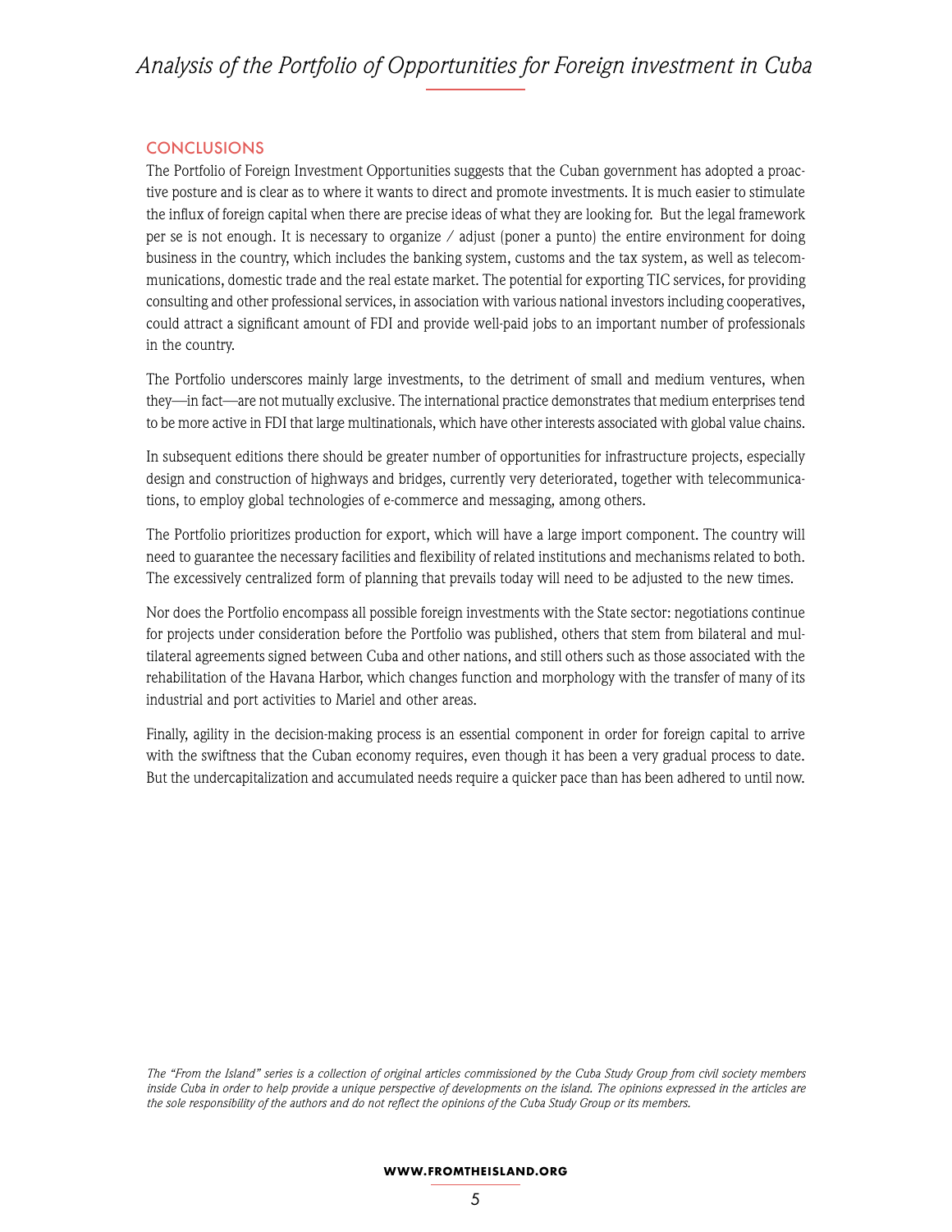## CONCLUSIONS

The Portfolio of Foreign Investment Opportunities suggests that the Cuban government has adopted a proactive posture and is clear as to where it wants to direct and promote investments. It is much easier to stimulate the influx of foreign capital when there are precise ideas of what they are looking for. But the legal framework per se is not enough. It is necessary to organize / adjust (poner a punto) the entire environment for doing business in the country, which includes the banking system, customs and the tax system, as well as telecommunications, domestic trade and the real estate market. The potential for exporting TIC services, for providing consulting and other professional services, in association with various national investors including cooperatives, could attract a significant amount of FDI and provide well-paid jobs to an important number of professionals in the country.

The Portfolio underscores mainly large investments, to the detriment of small and medium ventures, when they—in fact—are not mutually exclusive. The international practice demonstrates that medium enterprises tend to be more active in FDI that large multinationals, which have other interests associated with global value chains.

In subsequent editions there should be greater number of opportunities for infrastructure projects, especially design and construction of highways and bridges, currently very deteriorated, together with telecommunications, to employ global technologies of e-commerce and messaging, among others.

The Portfolio prioritizes production for export, which will have a large import component. The country will need to guarantee the necessary facilities and flexibility of related institutions and mechanisms related to both. The excessively centralized form of planning that prevails today will need to be adjusted to the new times.

Nor does the Portfolio encompass all possible foreign investments with the State sector: negotiations continue for projects under consideration before the Portfolio was published, others that stem from bilateral and multilateral agreements signed between Cuba and other nations, and still others such as those associated with the rehabilitation of the Havana Harbor, which changes function and morphology with the transfer of many of its industrial and port activities to Mariel and other areas.

Finally, agility in the decision-making process is an essential component in order for foreign capital to arrive with the swiftness that the Cuban economy requires, even though it has been a very gradual process to date. But the undercapitalization and accumulated needs require a quicker pace than has been adhered to until now.

*The "From the Island" series is a collection of original articles commissioned by the Cuba Study Group from civil society members inside Cuba in order to help provide a unique perspective of developments on the island. The opinions expressed in the articles are the sole responsibility of the authors and do not reflect the opinions of the Cuba Study Group or its members.*

**WWW.FROMTHEISLAND.ORG**